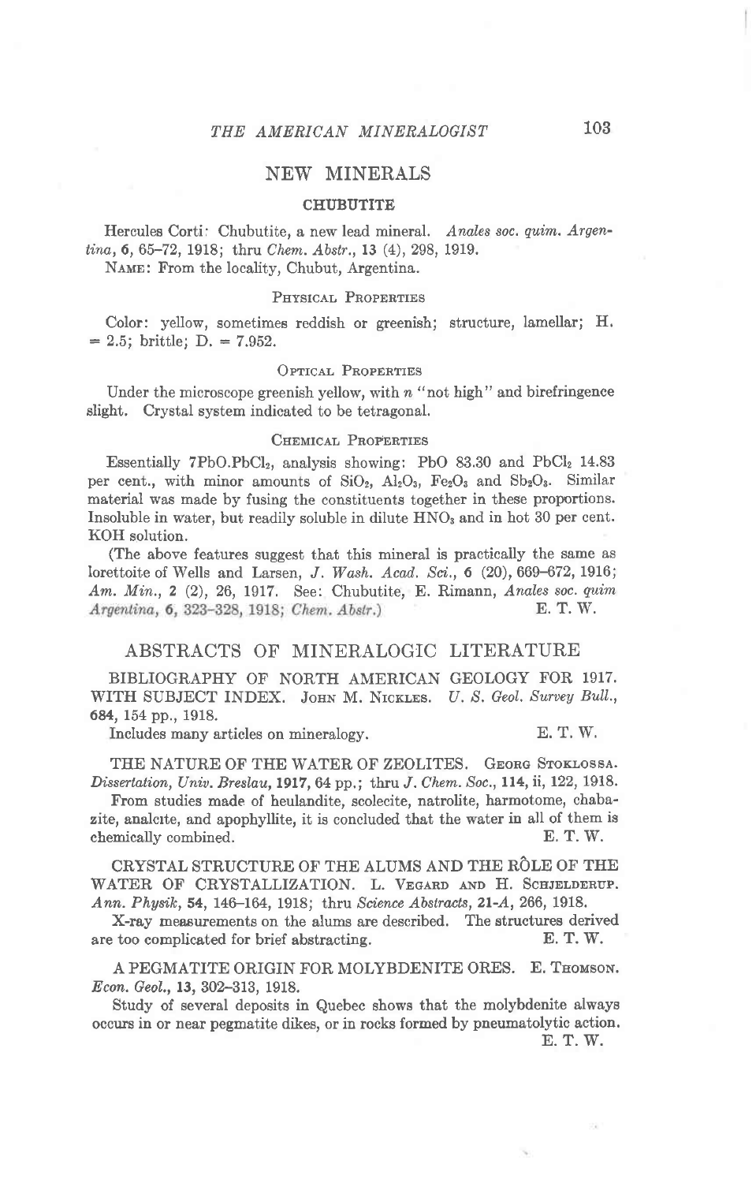## NEW MINERALS

### CHUBUTITE

Hercules Corti: Chubutite, a new lead mineral. *Anales soc. quim. Argentina*, **6**, 65–72, 1918; thru *Chem. Abstr.*, **13** (4), 298, 1919.

NAME: From the locality, Chubut, Argentina.

#### PHYSICAL PROPERTIES

Color: yellow, sometimes reddish or greenish; structure, lamellar; H. = 2.5; brittle; D. = 7.952.

#### OPTICAL PROPERTIES

Under the microscope greenish yellow, with $n$ "not high" and birefringence slight. Crystal system indicated to be tetragonal.

#### CHEMICAL PROPERTIES

Essentially $7PbO.PbCl_2$, analysis showing: PbO 83.30 and $PbCl_2$ 14.83 per cent., with minor amounts of $SiO_2$, $Al_2O_3$, $Fe_2O_3$ and $Sb_2O_3$. Similar material was made by fusing the constituents together in these proportions. Insoluble in water, but readily soluble in dilute $HNO_3$ and in hot 30 per cent. KOH solution.

(The above features suggest that this mineral is practically the same as lorettoite of Wells and Larsen, *J. Wash. Acad. Sci.*, **6** (20), 669–672, 1916; *Am. Min.*, **2** (2), 26, 1917. See: Chubutite, E. Rimann, *Anales soc. quim Argentina*, **6**, 323–328, 1918; *Chem. Abstr.*) E. T. W.

## ABSTRACTS OF MINERALOGIC LITERATURE

BIBLIOGRAPHY OF NORTH AMERICAN GEOLOGY FOR 1917. WITH SUBJECT INDEX. JOHN M. NICKLES. *U. S. Geol. Survey Bull.*, **684**, 154 pp., 1918.

Includes many articles on mineralogy. E. T. W.

THE NATURE OF THE WATER OF ZEOLITES. GEORG STOKLOSSA. *Dissertation, Univ. Breslau*, **1917**, 64 pp.; thru *J. Chem. Soc.*, **114**, ii, 122, 1918.

From studies made of heulandite, scolecite, natrolite, harmotome, chabazite, analcite, and apophyllite, it is concluded that the water in all of them is chemically combined. E. T. W.

CRYSTAL STRUCTURE OF THE ALUMS AND THE RÔLE OF THE WATER OF CRYSTALLIZATION. L. VEGARD AND H. SCHJELDERUP. *Ann. Physik*, **54**, 146–164, 1918; thru *Science Abstracts*, **21-A**, 266, 1918.

X-ray measurements on the alums are described. The structures derived are too complicated for brief abstracting. E. T. W.

A PEGMATITE ORIGIN FOR MOLYBDENITE ORES. E. THOMSON. *Econ. Geol.*, **13**, 302–313, 1918.

Study of several deposits in Quebec shows that the molybdenite always occurs in or near pegmatite dikes, or in rocks formed by pneumatolytic action.

E. T. W.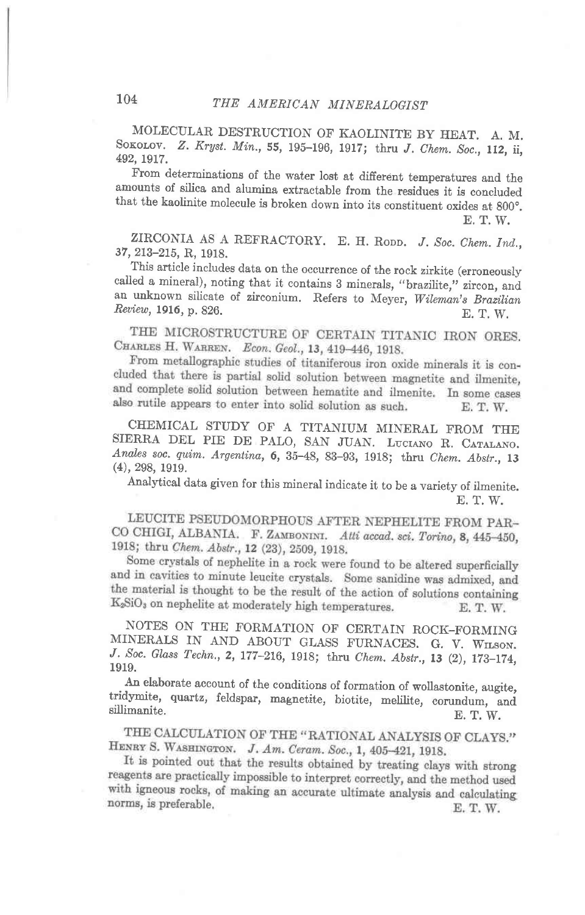MOLECULAR DESTRUCTION OF KAOLINITE BY HEAT. A. M. Sokolov. *Z. Kryst. Min.*, **55**, 195–196, 1917; thru *J. Chem. Soc.*, **112**, ii, 492, 1917.

From determinations of the water lost at different temperatures and the amounts of silica and alumina extractable from the residues it is concluded that the kaolinite molecule is broken down into its constituent oxides at 800°.

E. T. W.

ZIRCONIA AS A REFRACTORY. E. H. Rodd. *J. Soc. Chem. Ind.*, **37**, 213–215, R, 1918.

This article includes data on the occurrence of the rock zirkite (erroneously called a mineral), noting that it contains 3 minerals, "brazilite," zircon, and an unknown silicate of zirconium. Refers to Meyer, *Wileman's Brazilian Review*, **1916**, p. 826.

E. T. W.

THE MICROSTRUCTURE OF CERTAIN TITANIC IRON ORES. Charles H. Warren. *Econ. Geol.*, **13**, 419–446, 1918.

From metallographic studies of titaniferous iron oxide minerals it is concluded that there is partial solid solution between magnetite and ilmenite, and complete solid solution between hematite and ilmenite. In some cases also rutile appears to enter into solid solution as such.

E. T. W.

CHEMICAL STUDY OF A TITANIUM MINERAL FROM THE SIERRA DEL PIE DE PALO, SAN JUAN. Luciano R. Catalano. *Anales soc. quim. Argentina*, **6**, 35–48, 83–93, 1918; thru *Chem. Abstr.*, **13** (4), 298, 1919.

Analytical data given for this mineral indicate it to be a variety of ilmenite.

E. T. W.

LEUCITE PSEUDOMORPHOUS AFTER NEPHELITE FROM PARCO CHIGI, ALBANIA. F. Zambonini. *Atti accad. sci. Torino*, **8**, 445–450, 1918; thru *Chem. Abstr.*, **12** (23), 2509, 1918.

Some crystals of nephelite in a rock were found to be altered superficially and in cavities to minute leucite crystals. Some sanidine was admixed, and the material is thought to be the result of the action of solutions containing $K_2SiO_3$ on nephelite at moderately high temperatures.

E. T. W.

NOTES ON THE FORMATION OF CERTAIN ROCK-FORMING MINERALS IN AND ABOUT GLASS FURNACES. G. V. Wilson. *J. Soc. Glass Techn.*, **2**, 177–216, 1918; thru *Chem. Abstr.*, **13** (2), 173–174, 1919.

An elaborate account of the conditions of formation of wollastonite, augite, tridymite, quartz, feldspar, magnetite, biotite, melilite, corundum, and sillimanite.

E. T. W.

THE CALCULATION OF THE "RATIONAL ANALYSIS OF CLAYS." Henry S. Washington. *J. Am. Ceram. Soc.*, **1**, 405–421, 1918.

It is pointed out that the results obtained by treating clays with strong reagents are practically impossible to interpret correctly, and the method used with igneous rocks, of making an accurate ultimate analysis and calculating norms, is preferable.

E. T. W.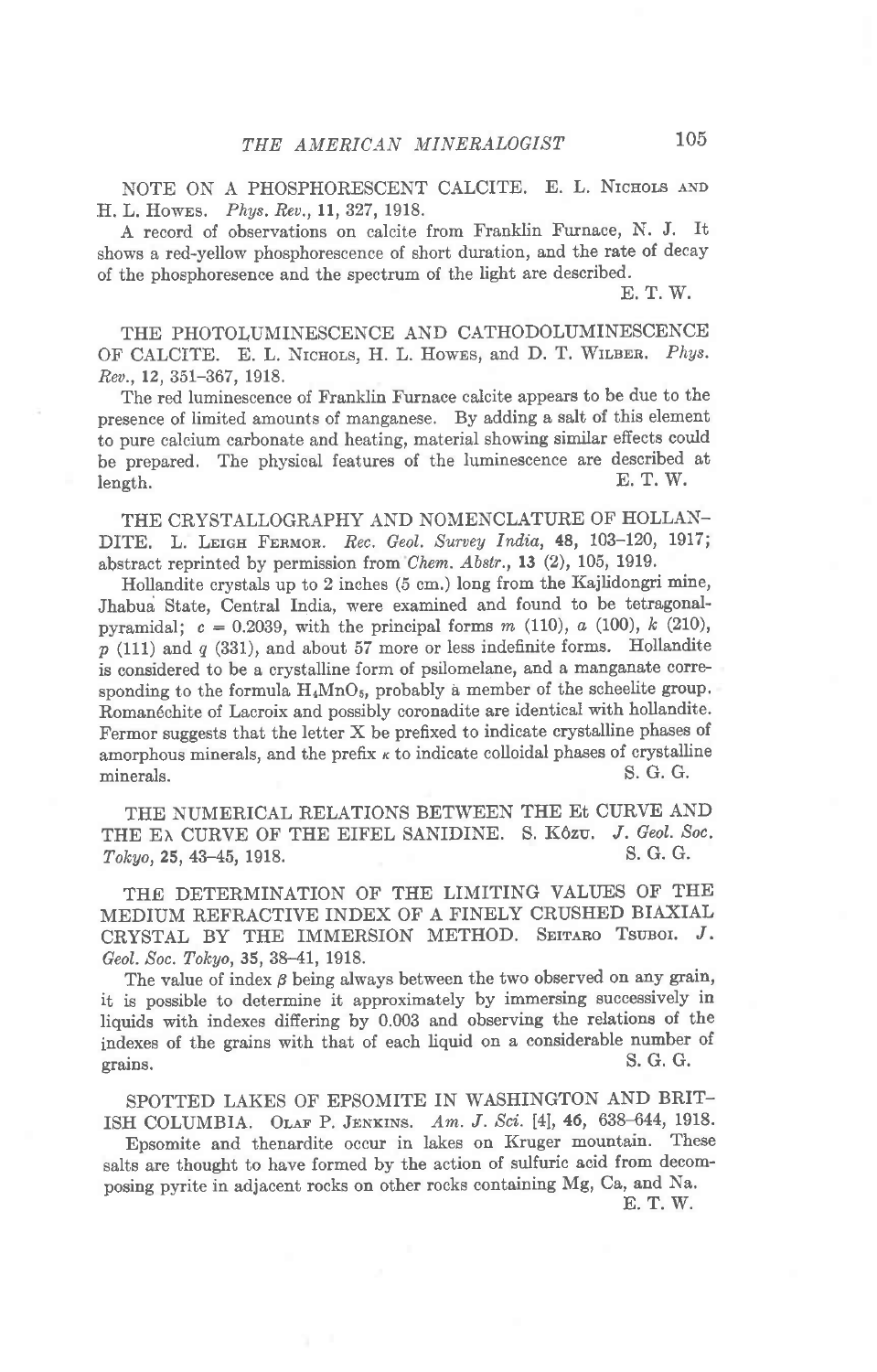NOTE ON A PHOSPHORESCENT CALCITE. E. L. Nichols and H. L. Howes. *Phys. Rev.*, **11**, 327, 1918.

A record of observations on calcite from Franklin Furnace, N. J. It shows a red-yellow phosphorescence of short duration, and the rate of decay of the phosphoresence and the spectrum of the light are described.

E. T. W.

THE PHOTOLUMINESCENCE AND CATHODOLUMINESCENCE OF CALCITE. E. L. Nichols, H. L. Howes, and D. T. Wilber. *Phys. Rev.*, **12**, 351–367, 1918.

The red luminescence of Franklin Furnace calcite appears to be due to the presence of limited amounts of manganese. By adding a salt of this element to pure calcium carbonate and heating, material showing similar effects could be prepared. The physical features of the luminescence are described at length.

E. T. W.

THE CRYSTALLOGRAPHY AND NOMENCLATURE OF HOLLANDITE. L. Leigh Fermor. *Rec. Geol. Survey India*, **48**, 103–120, 1917; abstract reprinted by permission from *Chem. Abstr.*, **13** (2), 105, 1919.

Hollandite crystals up to 2 inches (5 cm.) long from the Kajlidongri mine, Jhabua State, Central India, were examined and found to be tetragonal-pyramidal; $c = 0.2039$, with the principal forms $m$ (110), $a$ (100), $k$ (210), $p$ (111) and $q$ (331), and about 57 more or less indefinite forms. Hollandite is considered to be a crystalline form of psilomelane, and a manganate corresponding to the formula $H_4MnO_5$, probably a member of the scheelite group. Romanéchite of Lacroix and possibly coronadite are identical with hollandite. Fermor suggests that the letter X be prefixed to indicate crystalline phases of amorphous minerals, and the prefix $\kappa$ to indicate colloidal phases of crystalline minerals.

S. G. G.

THE NUMERICAL RELATIONS BETWEEN THE Et CURVE AND THE E$\lambda$ CURVE OF THE EIFEL SANIDINE. S. Kôzu. *J. Geol. Soc. Tokyo*, **25**, 43–45, 1918.

S. G. G.

THE DETERMINATION OF THE LIMITING VALUES OF THE MEDIUM REFRACTIVE INDEX OF A FINELY CRUSHED BIAXIAL CRYSTAL BY THE IMMERSION METHOD. Seitaro Tsuboi. *J. Geol. Soc. Tokyo*, **35**, 38–41, 1918.

The value of index $\beta$ being always between the two observed on any grain, it is possible to determine it approximately by immersing successively in liquids with indexes differing by 0.003 and observing the relations of the indexes of the grains with that of each liquid on a considerable number of grains.

S. G. G.

SPOTTED LAKES OF EPSOMITE IN WASHINGTON AND BRITISH COLUMBIA. Olaf P. Jenkins. *Am. J. Sci.* [4], **46**, 638–644, 1918.

Epsomite and thenardite occur in lakes on Kruger mountain. These salts are thought to have formed by the action of sulfuric acid from decomposing pyrite in adjacent rocks on other rocks containing Mg, Ca, and Na.

E. T. W.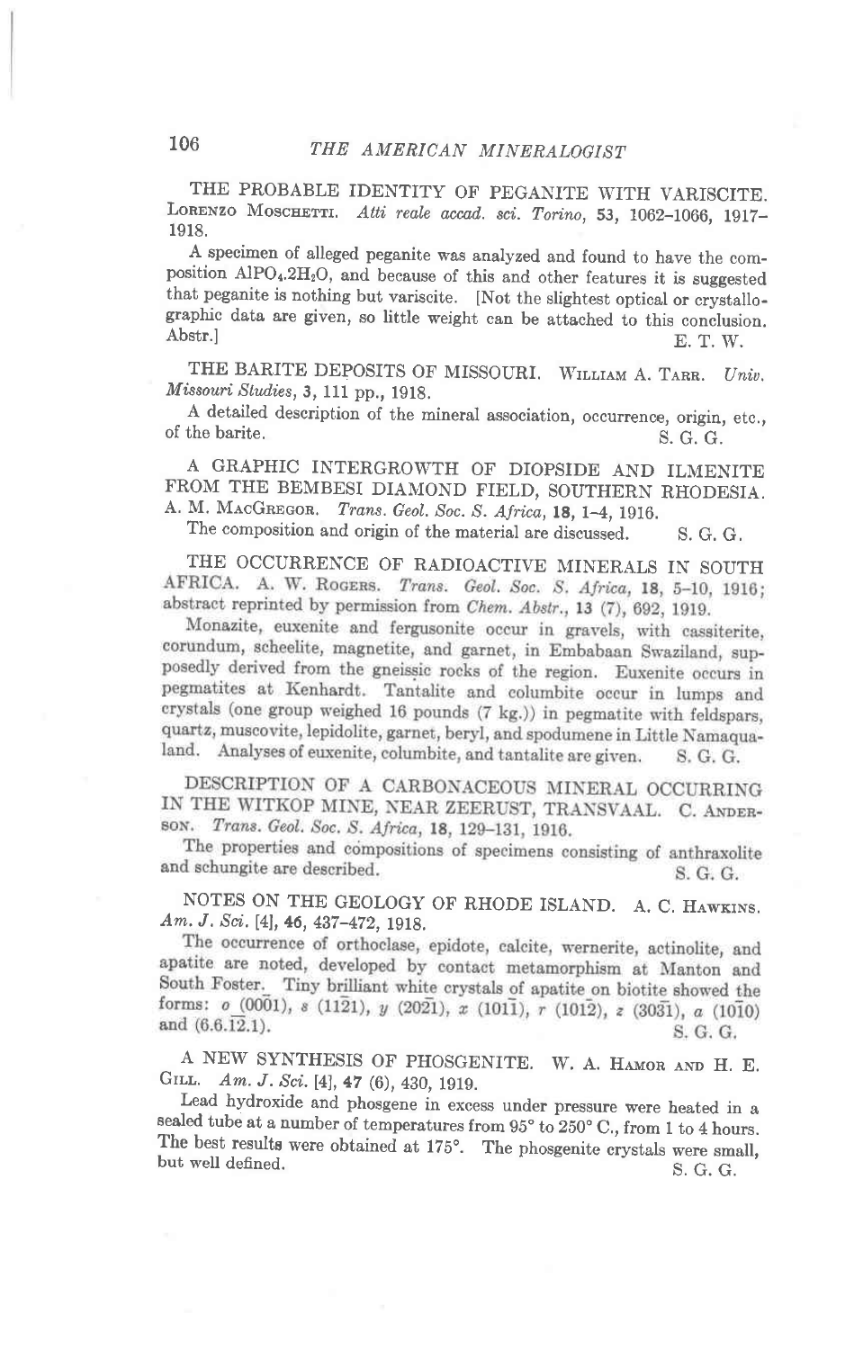THE PROBABLE IDENTITY OF PEGANITE WITH VARISCITE. LORENZO MOSCHETTI. *Atti reale accad. sci. Torino*, **53**, 1062–1066, 1917–1918.

A specimen of alleged peganite was analyzed and found to have the composition $AlPO_4.2H_2O$, and because of this and other features it is suggested that peganite is nothing but variscite. [Not the slightest optical or crystallographic data are given, so little weight can be attached to this conclusion. Abstr.]

E. T. W.

THE BARITE DEPOSITS OF MISSOURI. WILLIAM A. TARR. *Univ. Missouri Studies*, **3**, 111 pp., 1918.

A detailed description of the mineral association, occurrence, origin, etc., of the barite.

S. G. G.

A GRAPHIC INTERGROWTH OF DIOPSIDE AND ILMENITE FROM THE BEMBESI DIAMOND FIELD, SOUTHERN RHODESIA. A. M. MACGREGOR. *Trans. Geol. Soc. S. Africa*, **18**, 1–4, 1916.

The composition and origin of the material are discussed.

S. G. G.

THE OCCURRENCE OF RADIOACTIVE MINERALS IN SOUTH AFRICA. A. W. ROGERS. *Trans. Geol. Soc. S. Africa*, **18**, 5–10, 1916; abstract reprinted by permission from *Chem. Abstr.*, **13** (7), 692, 1919.

Monazite, euxenite and fergusonite occur in gravels, with cassiterite, corundum, scheelite, magnetite, and garnet, in Embabaan Swaziland, supposedly derived from the gneissic rocks of the region. Euxenite occurs in pegmatites at Kenhardt. Tantalite and columbite occur in lumps and crystals (one group weighed 16 pounds (7 kg.)) in pegmatite with feldspars, quartz, muscovite, lepidolite, garnet, beryl, and spodumene in Little Namaqualand. Analyses of euxenite, columbite, and tantalite are given.

S. G. G.

DESCRIPTION OF A CARBONACEOUS MINERAL OCCURRING IN THE WITKOP MINE, NEAR ZEERUST, TRANSVAAL. C. ANDERSON. *Trans. Geol. Soc. S. Africa*, **18**, 129–131, 1916.

The properties and compositions of specimens consisting of anthraxolite and schungite are described.

S. G. G.

NOTES ON THE GEOLOGY OF RHODE ISLAND. A. C. HAWKINS. *Am. J. Sci.* [4], **46**, 437–472, 1918.

The occurrence of orthoclase, epidote, calcite, wernerite, actinolite, and apatite are noted, developed by contact metamorphism at Manton and South Foster. Tiny brilliant white crystals of apatite on biotite showed the forms: $o$ $(000\bar{1})$, $s$ $(11\bar{2}1)$, $y$ $(20\bar{2}1)$, $x$ $(101\bar{1})$, $r$ $(101\bar{2})$, $z$ $(303\bar{1})$, $a$ $(10\bar{1}0)$ and $(6.6.\overline{12}.1)$.

S. G. G.

A NEW SYNTHESIS OF PHOSGENITE. W. A. HAMOR AND H. E. GILL. *Am. J. Sci.* [4], **47** (6), 430, 1919.

Lead hydroxide and phosgene in excess under pressure were heated in a sealed tube at a number of temperatures from 95° to 250° C., from 1 to 4 hours. The best results were obtained at 175°. The phosgenite crystals were small, but well defined.

S. G. G.